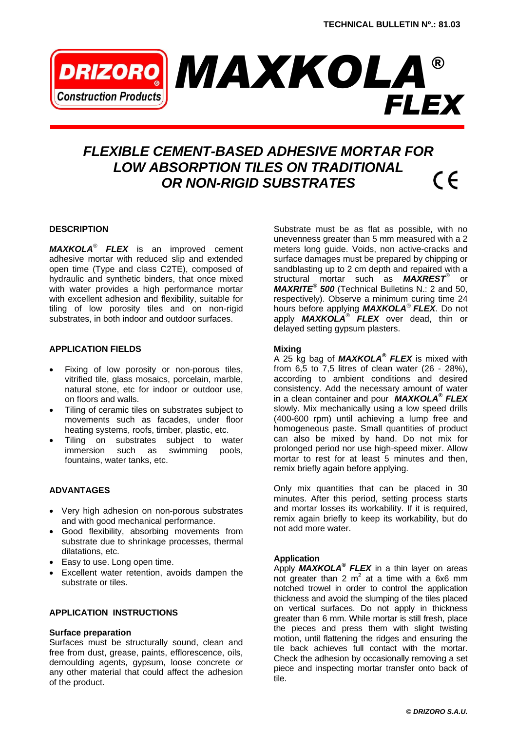TECHNICAL BULLETIN Nº.: 81.03

# DRIZORO Construction Products — MAXKOLA® FLEX

## FLEXIBLE CEMENT-BASED ADHESIVE MORTAR FOR LOW ABSORPTION TILES ON TRADITIONAL OR NON-RIGID SUBSTRATES

CE

### DESCRIPTION

***MAXKOLA***® ***FLEX*** is an improved cement adhesive mortar with reduced slip and extended open time (Type and class C2TE), composed of hydraulic and synthetic binders, that once mixed with water provides a high performance mortar with excellent adhesion and flexibility, suitable for tiling of low porosity tiles and on non-rigid substrates, in both indoor and outdoor surfaces.

### APPLICATION FIELDS

- Fixing of low porosity or non-porous tiles, vitrified tile, glass mosaics, porcelain, marble, natural stone, etc for indoor or outdoor use, on floors and walls.
- Tiling of ceramic tiles on substrates subject to movements such as facades, under floor heating systems, roofs, timber, plastic, etc.
- Tiling on substrates subject to water immersion such as swimming pools, fountains, water tanks, etc.

### ADVANTAGES

- Very high adhesion on non-porous substrates and with good mechanical performance.
- Good flexibility, absorbing movements from substrate due to shrinkage processes, thermal dilatations, etc.
- Easy to use. Long open time.
- Excellent water retention, avoids dampen the substrate or tiles.

### APPLICATION INSTRUCTIONS

**Surface preparation**

Surfaces must be structurally sound, clean and free from dust, grease, paints, efflorescence, oils, demoulding agents, gypsum, loose concrete or any other material that could affect the adhesion of the product.

Substrate must be as flat as possible, with no unevenness greater than 5 mm measured with a 2 meters long guide. Voids, non active-cracks and surface damages must be prepared by chipping or sandblasting up to 2 cm depth and repaired with a structural mortar such as ***MAXREST***® or ***MAXRITE***® ***500*** (Technical Bulletins N.: 2 and 50, respectively). Observe a minimum curing time 24 hours before applying ***MAXKOLA***® ***FLEX***. Do not apply ***MAXKOLA***® ***FLEX*** over dead, thin or delayed setting gypsum plasters.

**Mixing**

A 25 kg bag of ***MAXKOLA***® ***FLEX*** is mixed with from 6,5 to 7,5 litres of clean water (26 - 28%), according to ambient conditions and desired consistency. Add the necessary amount of water in a clean container and pour ***MAXKOLA***® ***FLEX*** slowly. Mix mechanically using a low speed drills (400-600 rpm) until achieving a lump free and homogeneous paste. Small quantities of product can also be mixed by hand. Do not mix for prolonged period nor use high-speed mixer. Allow mortar to rest for at least 5 minutes and then, remix briefly again before applying.

Only mix quantities that can be placed in 30 minutes. After this period, setting process starts and mortar losses its workability. If it is required, remix again briefly to keep its workability, but do not add more water.

**Application**

Apply ***MAXKOLA***® ***FLEX*** in a thin layer on areas not greater than 2 $m^2$ at a time with a 6x6 mm notched trowel in order to control the application thickness and avoid the slumping of the tiles placed on vertical surfaces. Do not apply in thickness greater than 6 mm. While mortar is still fresh, place the pieces and press them with slight twisting motion, until flattening the ridges and ensuring the tile back achieves full contact with the mortar. Check the adhesion by occasionally removing a set piece and inspecting mortar transfer onto back of tile.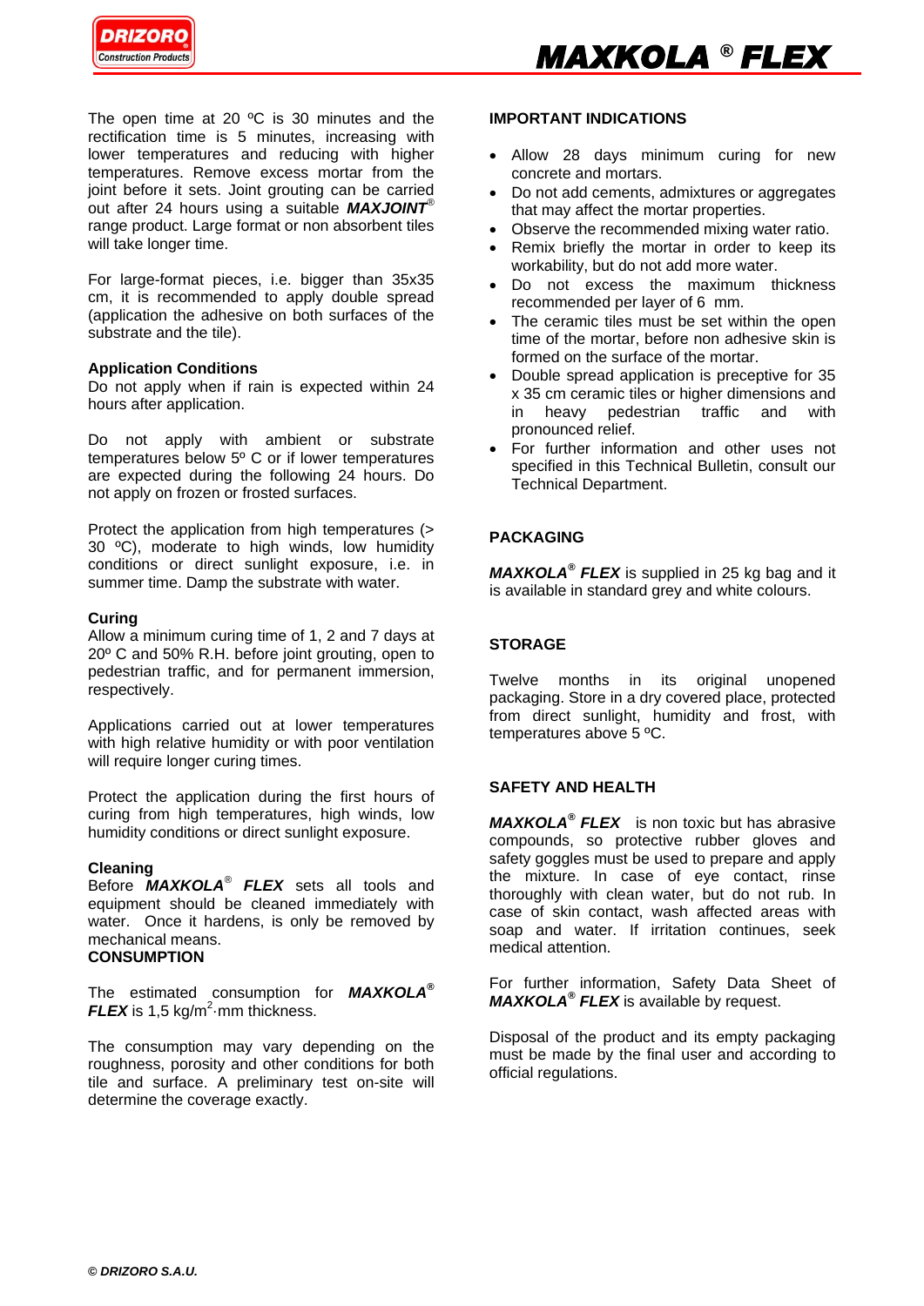The open time at 20 ºC is 30 minutes and the rectification time is 5 minutes, increasing with lower temperatures and reducing with higher temperatures. Remove excess mortar from the joint before it sets. Joint grouting can be carried out after 24 hours using a suitable ***MAXJOINT***® range product. Large format or non absorbent tiles will take longer time.

For large-format pieces, i.e. bigger than 35x35 cm, it is recommended to apply double spread (application the adhesive on both surfaces of the substrate and the tile).

**Application Conditions**

Do not apply when if rain is expected within 24 hours after application.

Do not apply with ambient or substrate temperatures below 5º C or if lower temperatures are expected during the following 24 hours. Do not apply on frozen or frosted surfaces.

Protect the application from high temperatures (> 30 ºC), moderate to high winds, low humidity conditions or direct sunlight exposure, i.e. in summer time. Damp the substrate with water.

**Curing**

Allow a minimum curing time of 1, 2 and 7 days at 20º C and 50% R.H. before joint grouting, open to pedestrian traffic, and for permanent immersion, respectively.

Applications carried out at lower temperatures with high relative humidity or with poor ventilation will require longer curing times.

Protect the application during the first hours of curing from high temperatures, high winds, low humidity conditions or direct sunlight exposure.

**Cleaning**

Before ***MAXKOLA***® ***FLEX*** sets all tools and equipment should be cleaned immediately with water. Once it hardens, is only be removed by mechanical means.

**CONSUMPTION**

The estimated consumption for ***MAXKOLA***® ***FLEX*** is 1,5 kg/m$^2$·mm thickness.

The consumption may vary depending on the roughness, porosity and other conditions for both tile and surface. A preliminary test on-site will determine the coverage exactly.

**IMPORTANT INDICATIONS**

- Allow 28 days minimum curing for new concrete and mortars.
- Do not add cements, admixtures or aggregates that may affect the mortar properties.
- Observe the recommended mixing water ratio.
- Remix briefly the mortar in order to keep its workability, but do not add more water.
- Do not excess the maximum thickness recommended per layer of 6 mm.
- The ceramic tiles must be set within the open time of the mortar, before non adhesive skin is formed on the surface of the mortar.
- Double spread application is preceptive for 35 x 35 cm ceramic tiles or higher dimensions and in heavy pedestrian traffic and with pronounced relief.
- For further information and other uses not specified in this Technical Bulletin, consult our Technical Department.

**PACKAGING**

***MAXKOLA***® ***FLEX*** is supplied in 25 kg bag and it is available in standard grey and white colours.

**STORAGE**

Twelve months in its original unopened packaging. Store in a dry covered place, protected from direct sunlight, humidity and frost, with temperatures above 5 ºC.

**SAFETY AND HEALTH**

***MAXKOLA***® ***FLEX*** is non toxic but has abrasive compounds, so protective rubber gloves and safety goggles must be used to prepare and apply the mixture. In case of eye contact, rinse thoroughly with clean water, but do not rub. In case of skin contact, wash affected areas with soap and water. If irritation continues, seek medical attention.

For further information, Safety Data Sheet of ***MAXKOLA***® ***FLEX*** is available by request.

Disposal of the product and its empty packaging must be made by the final user and according to official regulations.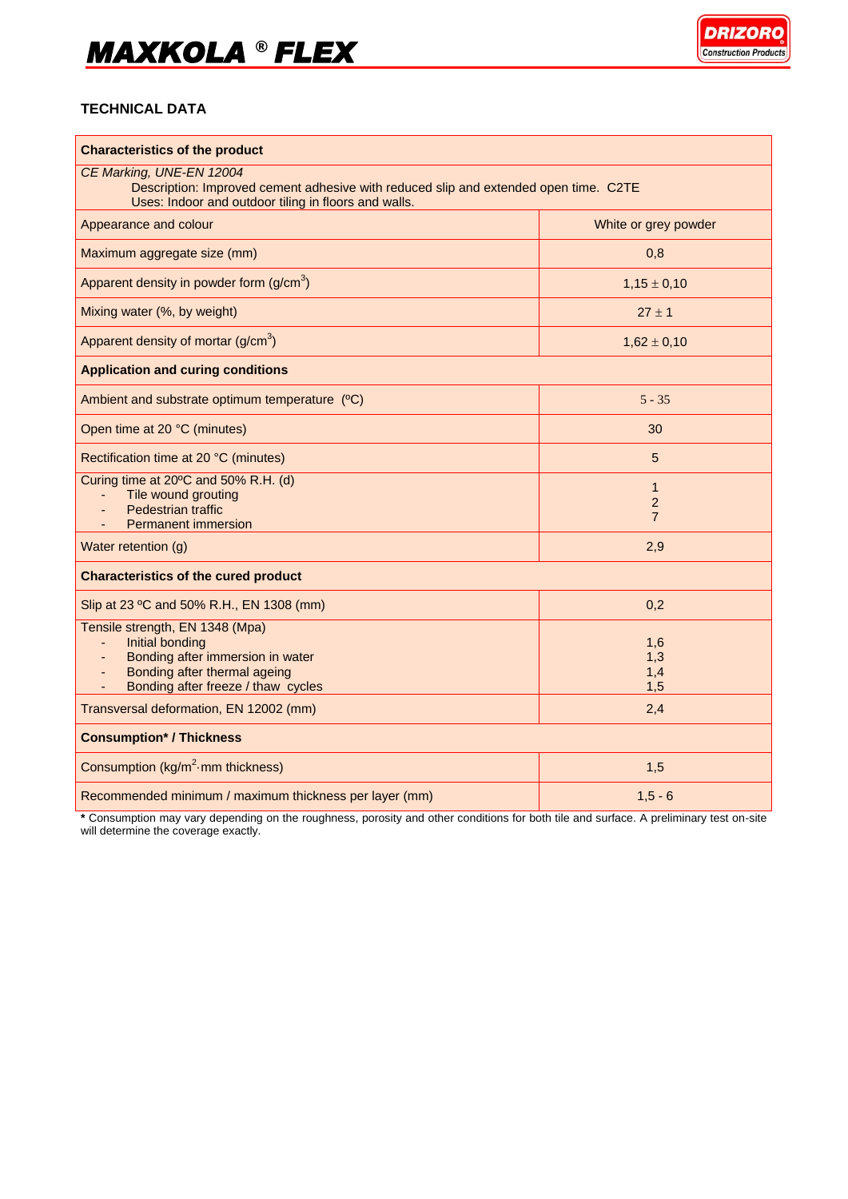# MAXKOLA ® FLEX

## TECHNICAL DATA

| Characteristics of the product | |
|---|---|
| *CE Marking, UNE-EN 12004*<br>Description: Improved cement adhesive with reduced slip and extended open time. C2TE<br>Uses: Indoor and outdoor tiling in floors and walls. | |
| Appearance and colour | White or grey powder |
| Maximum aggregate size (mm) | 0,8 |
| Apparent density in powder form (g/cm$^3$) | 1,15 ± 0,10 |
| Mixing water (%, by weight) | 27 ± 1 |
| Apparent density of mortar (g/cm$^3$) | 1,62 ± 0,10 |
| **Application and curing conditions** | |
| Ambient and substrate optimum temperature (ºC) | 5 - 35 |
| Open time at 20 °C (minutes) | 30 |
| Rectification time at 20 °C (minutes) | 5 |
| Curing time at 20ºC and 50% R.H. (d)<br>- Tile wound grouting<br>- Pedestrian traffic<br>- Permanent immersion | <br>1<br>2<br>7 |
| Water retention (g) | 2,9 |
| **Characteristics of the cured product** | |
| Slip at 23 ºC and 50% R.H., EN 1308 (mm) | 0,2 |
| Tensile strength, EN 1348 (Mpa)<br>- Initial bonding<br>- Bonding after immersion in water<br>- Bonding after thermal ageing<br>- Bonding after freeze / thaw cycles | <br>1,6<br>1,3<br>1,4<br>1,5 |
| Transversal deformation, EN 12002 (mm) | 2,4 |
| **Consumption\* / Thickness** | |
| Consumption (kg/m$^2$·mm thickness) | 1,5 |
| Recommended minimum / maximum thickness per layer (mm) | 1,5 - 6 |

**\*** Consumption may vary depending on the roughness, porosity and other conditions for both tile and surface. A preliminary test on-site will determine the coverage exactly.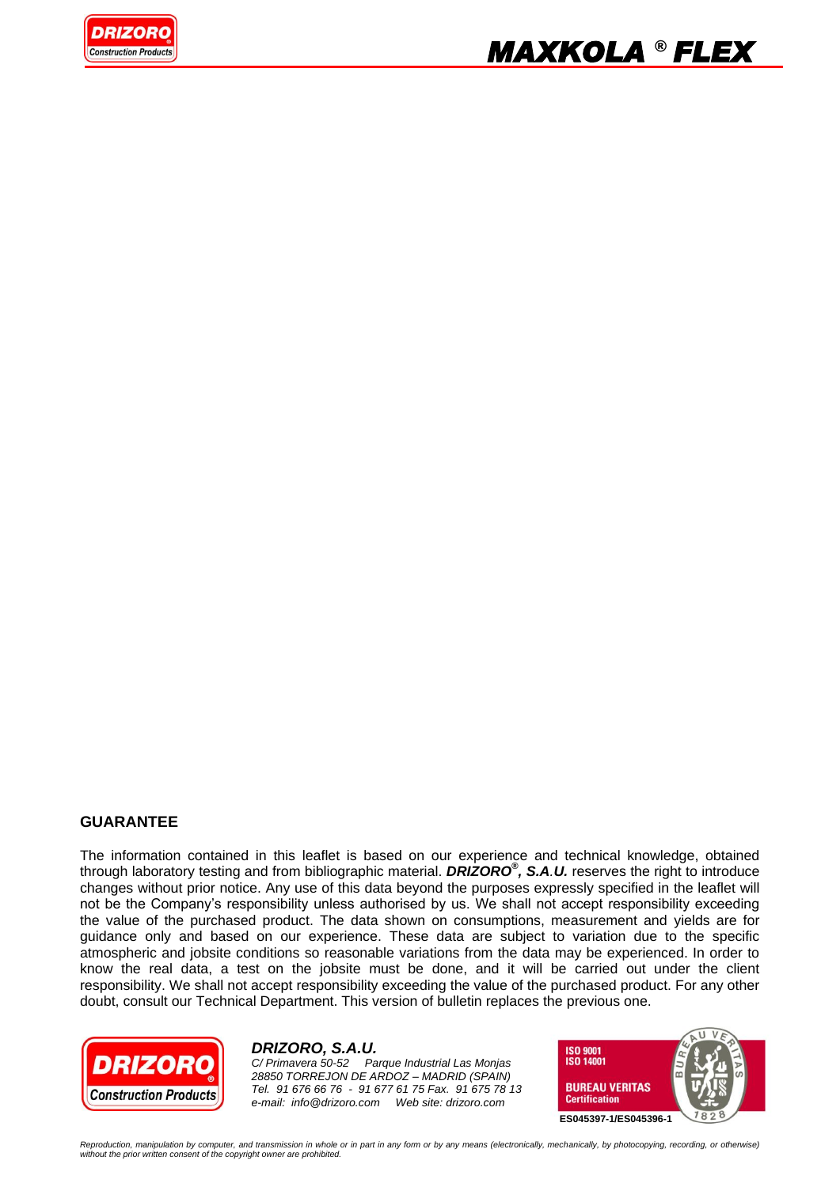## GUARANTEE

The information contained in this leaflet is based on our experience and technical knowledge, obtained through laboratory testing and from bibliographic material. ***DRIZORO®, S.A.U.*** reserves the right to introduce changes without prior notice. Any use of this data beyond the purposes expressly specified in the leaflet will not be the Company's responsibility unless authorised by us. We shall not accept responsibility exceeding the value of the purchased product. The data shown on consumptions, measurement and yields are for guidance only and based on our experience. These data are subject to variation due to the specific atmospheric and jobsite conditions so reasonable variations from the data may be experienced. In order to know the real data, a test on the jobsite must be done, and it will be carried out under the client responsibility. We shall not accept responsibility exceeding the value of the purchased product. For any other doubt, consult our Technical Department. This version of bulletin replaces the previous one.

***DRIZORO, S.A.U.***
*C/ Primavera 50-52 Parque Industrial Las Monjas*
*28850 TORREJON DE ARDOZ – MADRID (SPAIN)*
*Tel. 91 676 66 76 - 91 677 61 75 Fax. 91 675 78 13*
*e-mail: info@drizoro.com Web site: drizoro.com*

ISO 9001
ISO 14001
BUREAU VERITAS Certification
ES045397-1/ES045396-1

*Reproduction, manipulation by computer, and transmission in whole or in part in any form or by any means (electronically, mechanically, by photocopying, recording, or otherwise) without the prior written consent of the copyright owner are prohibited.*